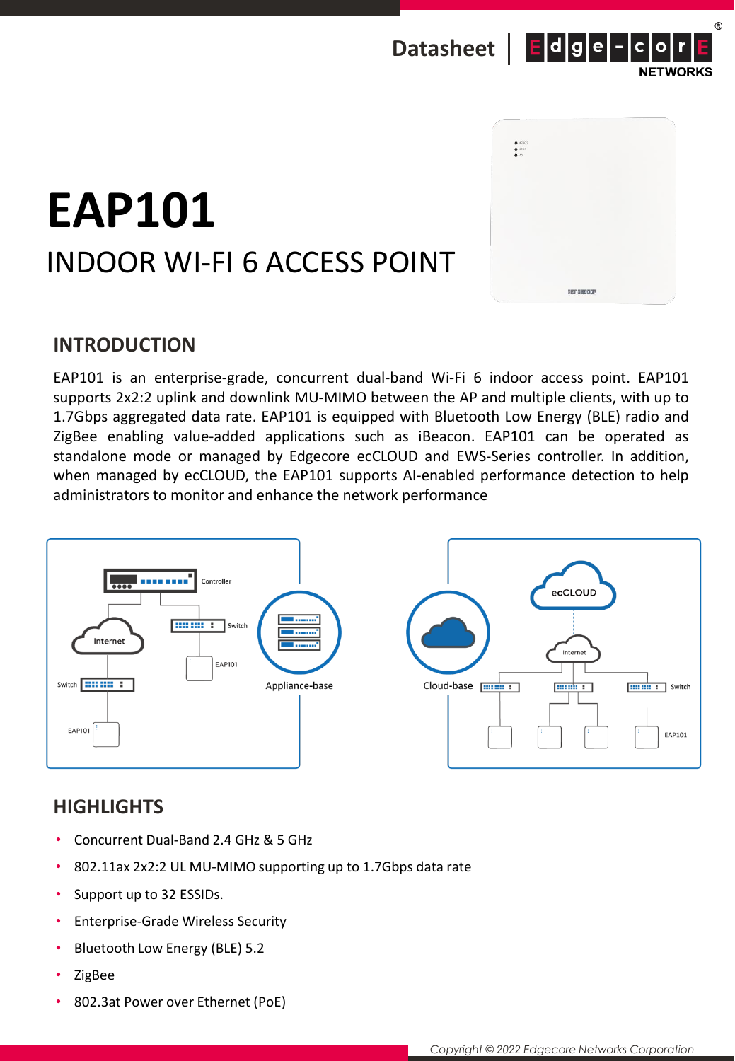Datasheet

# EAP101

## INDOOR WI-FI 6 ACCESS POINT

## INTRODUCTION

EAP101 is an enterprise-grade, concurrent dual-band Wi-Fi 6 indoor access point. EAP101 supports 2x2:2 uplink and downlink MU-MIMO between the AP and multiple clients, with up to 1.7Gbps aggregated data rate. EAP101 is equipped with Bluetooth Low Energy (BLE) radio and ZigBee enabling value-added applications such as iBeacon. EAP101 can be operated as standalone mode or managed by Edgecore ecCLOUD and EWS-Series controller. In addition, when managed by ecCLOUD, the EAP101 supports AI-enabled performance detection to help administrators to monitor and enhance the network performance

Appliance-base

Cloud-base

## HIGHLIGHTS

- Concurrent Dual-Band 2.4 GHz & 5 GHz
- 802.11ax 2x2:2 UL MU-MIMO supporting up to 1.7Gbps data rate
- Support up to 32 ESSIDs.
- Enterprise-Grade Wireless Security
- Bluetooth Low Energy (BLE) 5.2
- ZigBee
- 802.3at Power over Ethernet (PoE)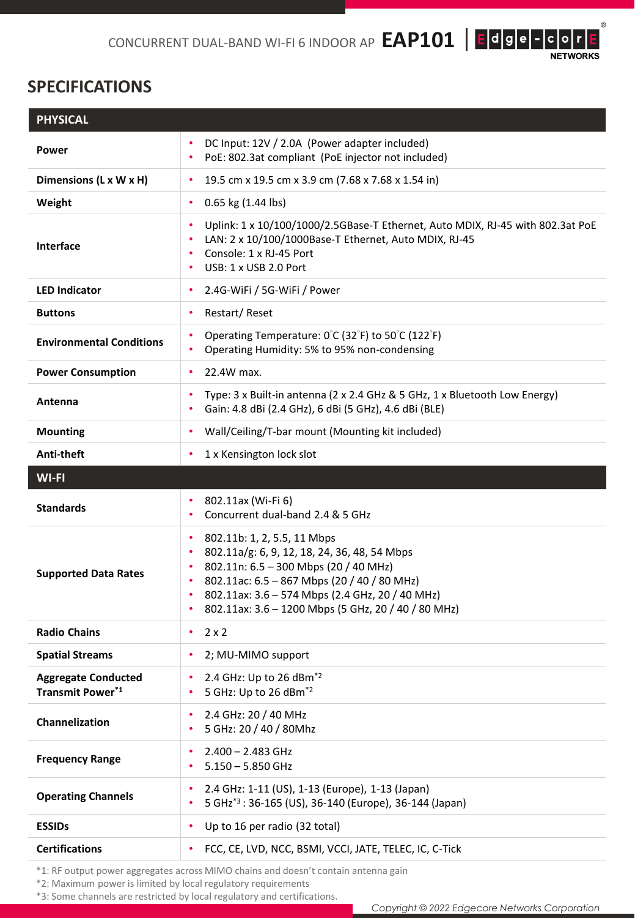CONCURRENT DUAL-BAND WI-FI 6 INDOOR AP **EAP101**

## SPECIFICATIONS

| PHYSICAL | |
|---|---|
| **Power** | • DC Input: 12V / 2.0A (Power adapter included)<br>• PoE: 802.3at compliant (PoE injector not included) |
| **Dimensions (L x W x H)** | • 19.5 cm x 19.5 cm x 3.9 cm (7.68 x 7.68 x 1.54 in) |
| **Weight** | • 0.65 kg (1.44 lbs) |
| **Interface** | • Uplink: 1 x 10/100/1000/2.5GBase-T Ethernet, Auto MDIX, RJ-45 with 802.3at PoE<br>• LAN: 2 x 10/100/1000Base-T Ethernet, Auto MDIX, RJ-45<br>• Console: 1 x RJ-45 Port<br>• USB: 1 x USB 2.0 Port |
| **LED Indicator** | • 2.4G-WiFi / 5G-WiFi / Power |
| **Buttons** | • Restart/ Reset |
| **Environmental Conditions** | • Operating Temperature: 0°C (32°F) to 50°C (122°F)<br>• Operating Humidity: 5% to 95% non-condensing |
| **Power Consumption** | • 22.4W max. |
| **Antenna** | • Type: 3 x Built-in antenna (2 x 2.4 GHz & 5 GHz, 1 x Bluetooth Low Energy)<br>• Gain: 4.8 dBi (2.4 GHz), 6 dBi (5 GHz), 4.6 dBi (BLE) |
| **Mounting** | • Wall/Ceiling/T-bar mount (Mounting kit included) |
| **Anti-theft** | • 1 x Kensington lock slot |
| **WI-FI** | |
| **Standards** | • 802.11ax (Wi-Fi 6)<br>• Concurrent dual-band 2.4 & 5 GHz |
| **Supported Data Rates** | • 802.11b: 1, 2, 5.5, 11 Mbps<br>• 802.11a/g: 6, 9, 12, 18, 24, 36, 48, 54 Mbps<br>• 802.11n: 6.5 – 300 Mbps (20 / 40 MHz)<br>• 802.11ac: 6.5 – 867 Mbps (20 / 40 / 80 MHz)<br>• 802.11ax: 3.6 – 574 Mbps (2.4 GHz, 20 / 40 MHz)<br>• 802.11ax: 3.6 – 1200 Mbps (5 GHz, 20 / 40 / 80 MHz) |
| **Radio Chains** | • 2 x 2 |
| **Spatial Streams** | • 2; MU-MIMO support |
| **Aggregate Conducted Transmit Power**[*1] | • 2.4 GHz: Up to 26 dBm[*2]<br>• 5 GHz: Up to 26 dBm[*2] |
| **Channelization** | • 2.4 GHz: 20 / 40 MHz<br>• 5 GHz: 20 / 40 / 80Mhz |
| **Frequency Range** | • 2.400 – 2.483 GHz<br>• 5.150 – 5.850 GHz |
| **Operating Channels** | • 2.4 GHz: 1-11 (US), 1-13 (Europe), 1-13 (Japan)<br>• 5 GHz[*3] : 36-165 (US), 36-140 (Europe), 36-144 (Japan) |
| **ESSIDs** | • Up to 16 per radio (32 total) |
| **Certifications** | • FCC, CE, LVD, NCC, BSMI, VCCI, JATE, TELEC, IC, C-Tick |

*1: RF output power aggregates across MIMO chains and doesn't contain antenna gain
*2: Maximum power is limited by local regulatory requirements
*3: Some channels are restricted by local regulatory and certifications.

*Copyright © 2022 Edgecore Networks Corporation*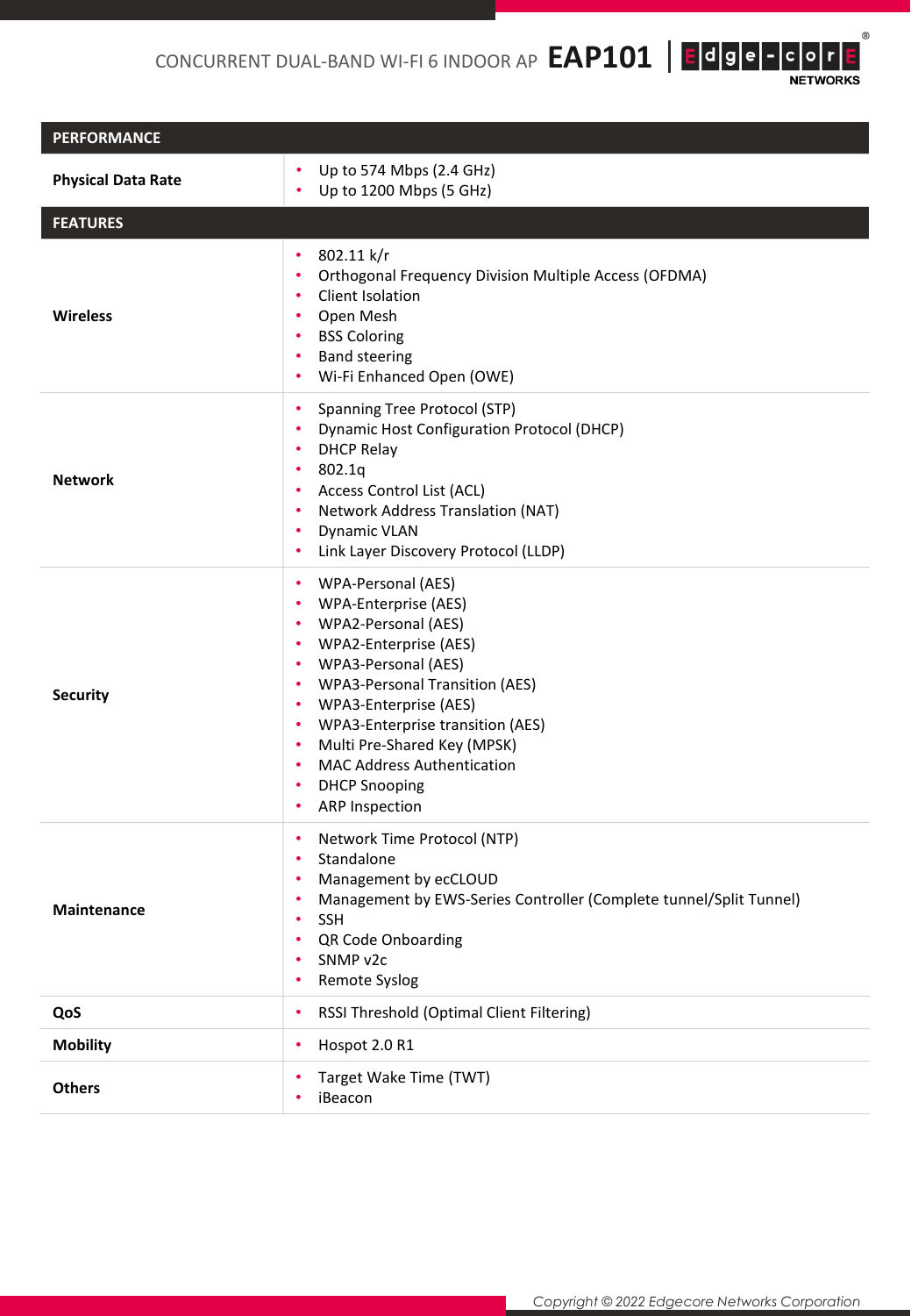| PERFORMANCE | |
|---|---|
| **Physical Data Rate** | • Up to 574 Mbps (2.4 GHz)<br>• Up to 1200 Mbps (5 GHz) |
| **FEATURES** | |
| **Wireless** | • 802.11 k/r<br>• Orthogonal Frequency Division Multiple Access (OFDMA)<br>• Client Isolation<br>• Open Mesh<br>• BSS Coloring<br>• Band steering<br>• Wi-Fi Enhanced Open (OWE) |
| **Network** | • Spanning Tree Protocol (STP)<br>• Dynamic Host Configuration Protocol (DHCP)<br>• DHCP Relay<br>• 802.1q<br>• Access Control List (ACL)<br>• Network Address Translation (NAT)<br>• Dynamic VLAN<br>• Link Layer Discovery Protocol (LLDP) |
| **Security** | • WPA-Personal (AES)<br>• WPA-Enterprise (AES)<br>• WPA2-Personal (AES)<br>• WPA2-Enterprise (AES)<br>• WPA3-Personal (AES)<br>• WPA3-Personal Transition (AES)<br>• WPA3-Enterprise (AES)<br>• WPA3-Enterprise transition (AES)<br>• Multi Pre-Shared Key (MPSK)<br>• MAC Address Authentication<br>• DHCP Snooping<br>• ARP Inspection |
| **Maintenance** | • Network Time Protocol (NTP)<br>• Standalone<br>• Management by ecCLOUD<br>• Management by EWS-Series Controller (Complete tunnel/Split Tunnel)<br>• SSH<br>• QR Code Onboarding<br>• SNMP v2c<br>• Remote Syslog |
| **QoS** | • RSSI Threshold (Optimal Client Filtering) |
| **Mobility** | • Hospot 2.0 R1 |
| **Others** | • Target Wake Time (TWT)<br>• iBeacon |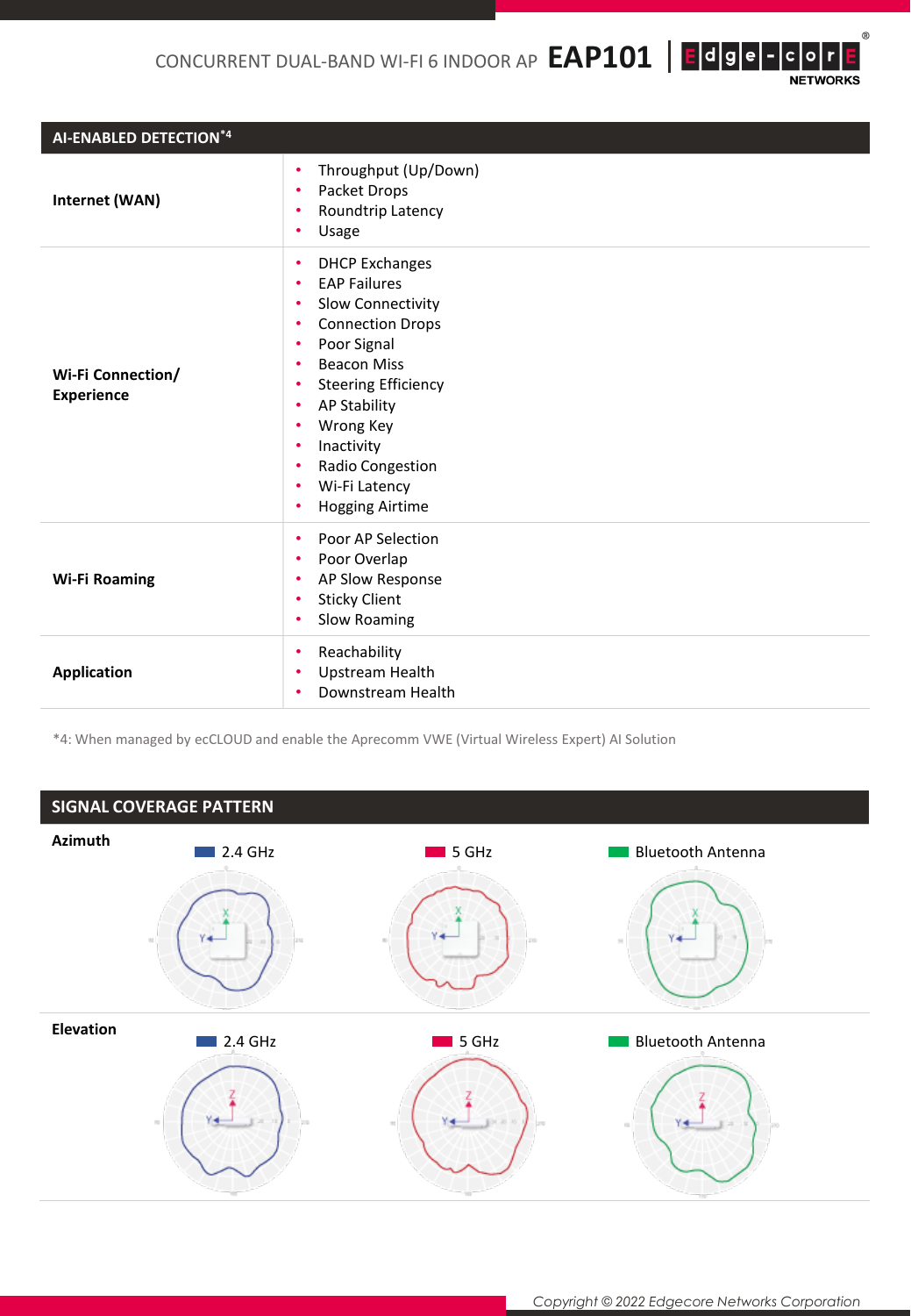## AI-ENABLED DETECTION[*4]

| | |
|---|---|
| **Internet (WAN)** | • Throughput (Up/Down)<br>• Packet Drops<br>• Roundtrip Latency<br>• Usage |
| **Wi-Fi Connection/ Experience** | • DHCP Exchanges<br>• EAP Failures<br>• Slow Connectivity<br>• Connection Drops<br>• Poor Signal<br>• Beacon Miss<br>• Steering Efficiency<br>• AP Stability<br>• Wrong Key<br>• Inactivity<br>• Radio Congestion<br>• Wi-Fi Latency<br>• Hogging Airtime |
| **Wi-Fi Roaming** | • Poor AP Selection<br>• Poor Overlap<br>• AP Slow Response<br>• Sticky Client<br>• Slow Roaming |
| **Application** | • Reachability<br>• Upstream Health<br>• Downstream Health |

*4: When managed by ecCLOUD and enable the Aprecomm VWE (Virtual Wireless Expert) AI Solution

## SIGNAL COVERAGE PATTERN

**Azimuth**

2.4 GHz | 5 GHz | Bluetooth Antenna

**Elevation**

2.4 GHz | 5 GHz | Bluetooth Antenna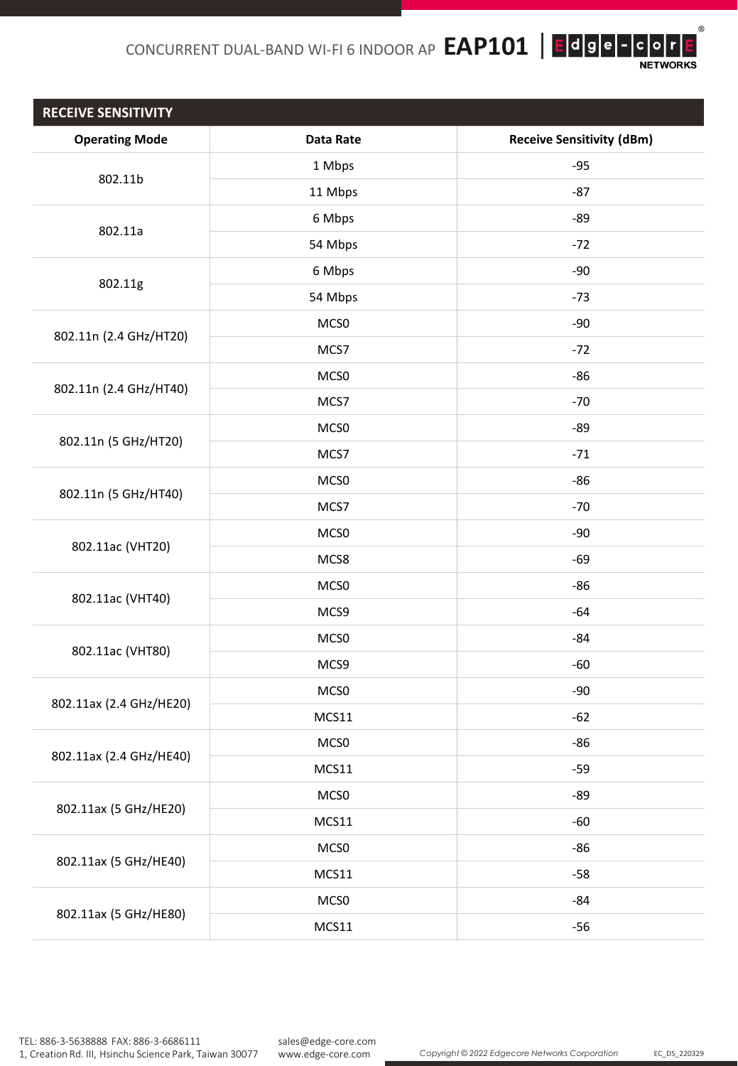## RECEIVE SENSITIVITY

| Operating Mode | Data Rate | Receive Sensitivity (dBm) |
|---|---|---|
| 802.11b | 1 Mbps | -95 |
| | 11 Mbps | -87 |
| 802.11a | 6 Mbps | -89 |
| | 54 Mbps | -72 |
| 802.11g | 6 Mbps | -90 |
| | 54 Mbps | -73 |
| 802.11n (2.4 GHz/HT20) | MCS0 | -90 |
| | MCS7 | -72 |
| 802.11n (2.4 GHz/HT40) | MCS0 | -86 |
| | MCS7 | -70 |
| 802.11n (5 GHz/HT20) | MCS0 | -89 |
| | MCS7 | -71 |
| 802.11n (5 GHz/HT40) | MCS0 | -86 |
| | MCS7 | -70 |
| 802.11ac (VHT20) | MCS0 | -90 |
| | MCS8 | -69 |
| 802.11ac (VHT40) | MCS0 | -86 |
| | MCS9 | -64 |
| 802.11ac (VHT80) | MCS0 | -84 |
| | MCS9 | -60 |
| 802.11ax (2.4 GHz/HE20) | MCS0 | -90 |
| | MCS11 | -62 |
| 802.11ax (2.4 GHz/HE40) | MCS0 | -86 |
| | MCS11 | -59 |
| 802.11ax (5 GHz/HE20) | MCS0 | -89 |
| | MCS11 | -60 |
| 802.11ax (5 GHz/HE40) | MCS0 | -86 |
| | MCS11 | -58 |
| 802.11ax (5 GHz/HE80) | MCS0 | -84 |
| | MCS11 | -56 |